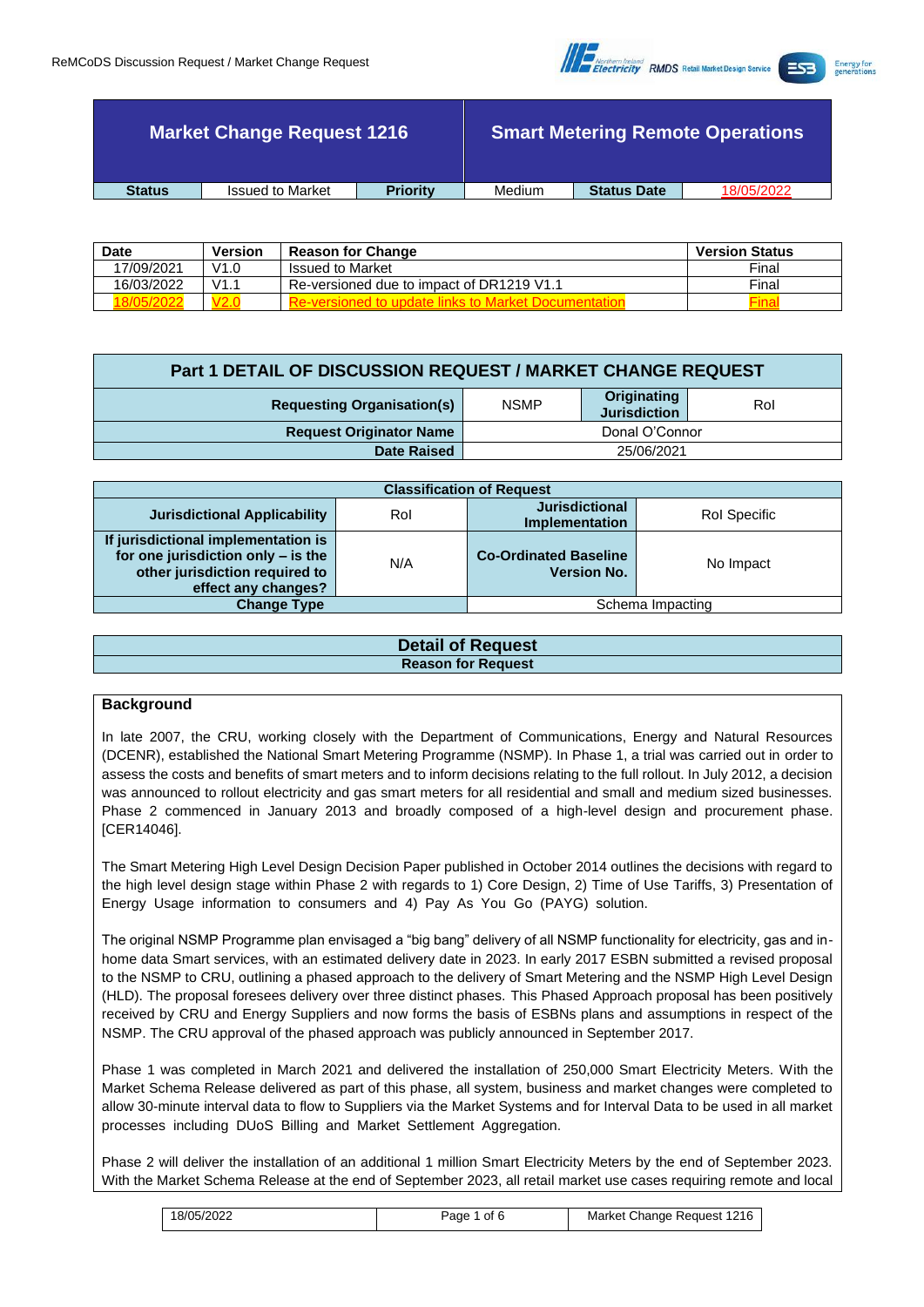| Market Change Request 1216 | | | Smart Metering Remote Operations | | |
|---|---|---|---|---|---|
| **Status** | Issued to Market | **Priority** | Medium | **Status Date** | 18/05/2022 |

| Date | Version | Reason for Change | Version Status |
|---|---|---|---|
| 17/09/2021 | V1.0 | Issued to Market | Final |
| 16/03/2022 | V1.1 | Re-versioned due to impact of DR1219 V1.1 | Final |
| 18/05/2022 | V2.0 | Re-versioned to update links to Market Documentation | Final |

## Part 1 DETAIL OF DISCUSSION REQUEST / MARKET CHANGE REQUEST

| **Requesting Organisation(s)** | NSMP | **Originating Jurisdiction** | RoI |
|---|---|---|---|
| **Request Originator Name** | Donal O'Connor | | |
| **Date Raised** | 25/06/2021 | | |

| **Classification of Request** | | | |
|---|---|---|---|
| **Jurisdictional Applicability** | RoI | **Jurisdictional Implementation** | RoI Specific |
| **If jurisdictional implementation is for one jurisdiction only – is the other jurisdiction required to effect any changes?** | N/A | **Co-Ordinated Baseline Version No.** | No Impact |
| **Change Type** | | Schema Impacting | |

## Detail of Request

### Reason for Request

**Background**

In late 2007, the CRU, working closely with the Department of Communications, Energy and Natural Resources (DCENR), established the National Smart Metering Programme (NSMP). In Phase 1, a trial was carried out in order to assess the costs and benefits of smart meters and to inform decisions relating to the full rollout. In July 2012, a decision was announced to rollout electricity and gas smart meters for all residential and small and medium sized businesses. Phase 2 commenced in January 2013 and broadly composed of a high-level design and procurement phase. [CER14046].

The Smart Metering High Level Design Decision Paper published in October 2014 outlines the decisions with regard to the high level design stage within Phase 2 with regards to 1) Core Design, 2) Time of Use Tariffs, 3) Presentation of Energy Usage information to consumers and 4) Pay As You Go (PAYG) solution.

The original NSMP Programme plan envisaged a "big bang" delivery of all NSMP functionality for electricity, gas and in-home data Smart services, with an estimated delivery date in 2023. In early 2017 ESBN submitted a revised proposal to the NSMP to CRU, outlining a phased approach to the delivery of Smart Metering and the NSMP High Level Design (HLD). The proposal foresees delivery over three distinct phases. This Phased Approach proposal has been positively received by CRU and Energy Suppliers and now forms the basis of ESBNs plans and assumptions in respect of the NSMP. The CRU approval of the phased approach was publicly announced in September 2017.

Phase 1 was completed in March 2021 and delivered the installation of 250,000 Smart Electricity Meters. With the Market Schema Release delivered as part of this phase, all system, business and market changes were completed to allow 30-minute interval data to flow to Suppliers via the Market Systems and for Interval Data to be used in all market processes including DUoS Billing and Market Settlement Aggregation.

Phase 2 will deliver the installation of an additional 1 million Smart Electricity Meters by the end of September 2023. With the Market Schema Release at the end of September 2023, all retail market use cases requiring remote and local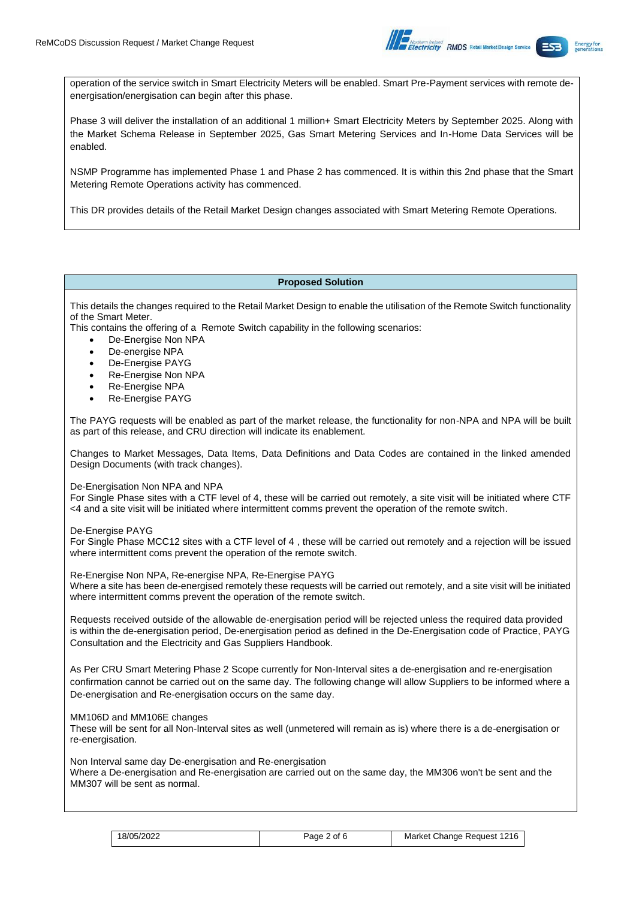operation of the service switch in Smart Electricity Meters will be enabled. Smart Pre-Payment services with remote de-energisation/energisation can begin after this phase.

Phase 3 will deliver the installation of an additional 1 million+ Smart Electricity Meters by September 2025. Along with the Market Schema Release in September 2025, Gas Smart Metering Services and In-Home Data Services will be enabled.

NSMP Programme has implemented Phase 1 and Phase 2 has commenced. It is within this 2nd phase that the Smart Metering Remote Operations activity has commenced.

This DR provides details of the Retail Market Design changes associated with Smart Metering Remote Operations.

## Proposed Solution

This details the changes required to the Retail Market Design to enable the utilisation of the Remote Switch functionality of the Smart Meter.
This contains the offering of a Remote Switch capability in the following scenarios:

- De-Energise Non NPA
- De-energise NPA
- De-Energise PAYG
- Re-Energise Non NPA
- Re-Energise NPA
- Re-Energise PAYG

The PAYG requests will be enabled as part of the market release, the functionality for non-NPA and NPA will be built as part of this release, and CRU direction will indicate its enablement.

Changes to Market Messages, Data Items, Data Definitions and Data Codes are contained in the linked amended Design Documents (with track changes).

De-Energisation Non NPA and NPA
For Single Phase sites with a CTF level of 4, these will be carried out remotely, a site visit will be initiated where CTF <4 and a site visit will be initiated where intermittent comms prevent the operation of the remote switch.

De-Energise PAYG
For Single Phase MCC12 sites with a CTF level of 4 , these will be carried out remotely and a rejection will be issued where intermittent coms prevent the operation of the remote switch.

Re-Energise Non NPA, Re-energise NPA, Re-Energise PAYG
Where a site has been de-energised remotely these requests will be carried out remotely, and a site visit will be initiated where intermittent comms prevent the operation of the remote switch.

Requests received outside of the allowable de-energisation period will be rejected unless the required data provided is within the de-energisation period, De-energisation period as defined in the De-Energisation code of Practice, PAYG Consultation and the Electricity and Gas Suppliers Handbook.

As Per CRU Smart Metering Phase 2 Scope currently for Non-Interval sites a de-energisation and re-energisation confirmation cannot be carried out on the same day. The following change will allow Suppliers to be informed where a De-energisation and Re-energisation occurs on the same day.

MM106D and MM106E changes
These will be sent for all Non-Interval sites as well (unmetered will remain as is) where there is a de-energisation or re-energisation.

Non Interval same day De-energisation and Re-energisation
Where a De-energisation and Re-energisation are carried out on the same day, the MM306 won't be sent and the MM307 will be sent as normal.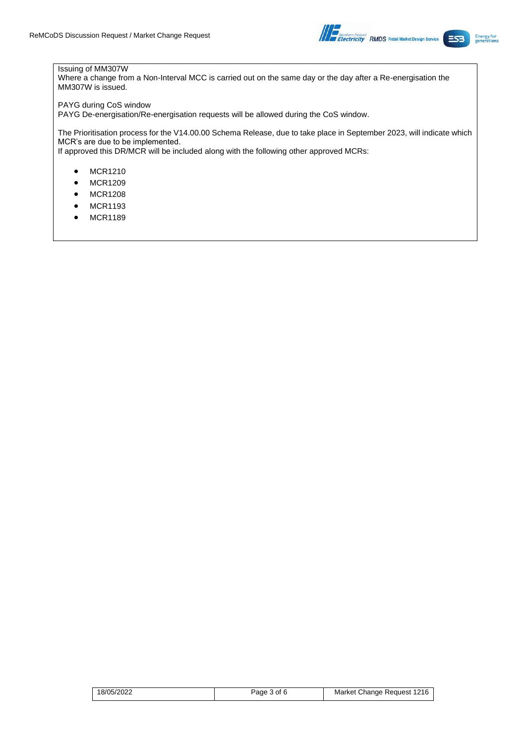Issuing of MM307W
Where a change from a Non-Interval MCC is carried out on the same day or the day after a Re-energisation the MM307W is issued.

PAYG during CoS window
PAYG De-energisation/Re-energisation requests will be allowed during the CoS window.

The Prioritisation process for the V14.00.00 Schema Release, due to take place in September 2023, will indicate which MCR's are due to be implemented.
If approved this DR/MCR will be included along with the following other approved MCRs:

- MCR1210
- MCR1209
- MCR1208
- MCR1193
- MCR1189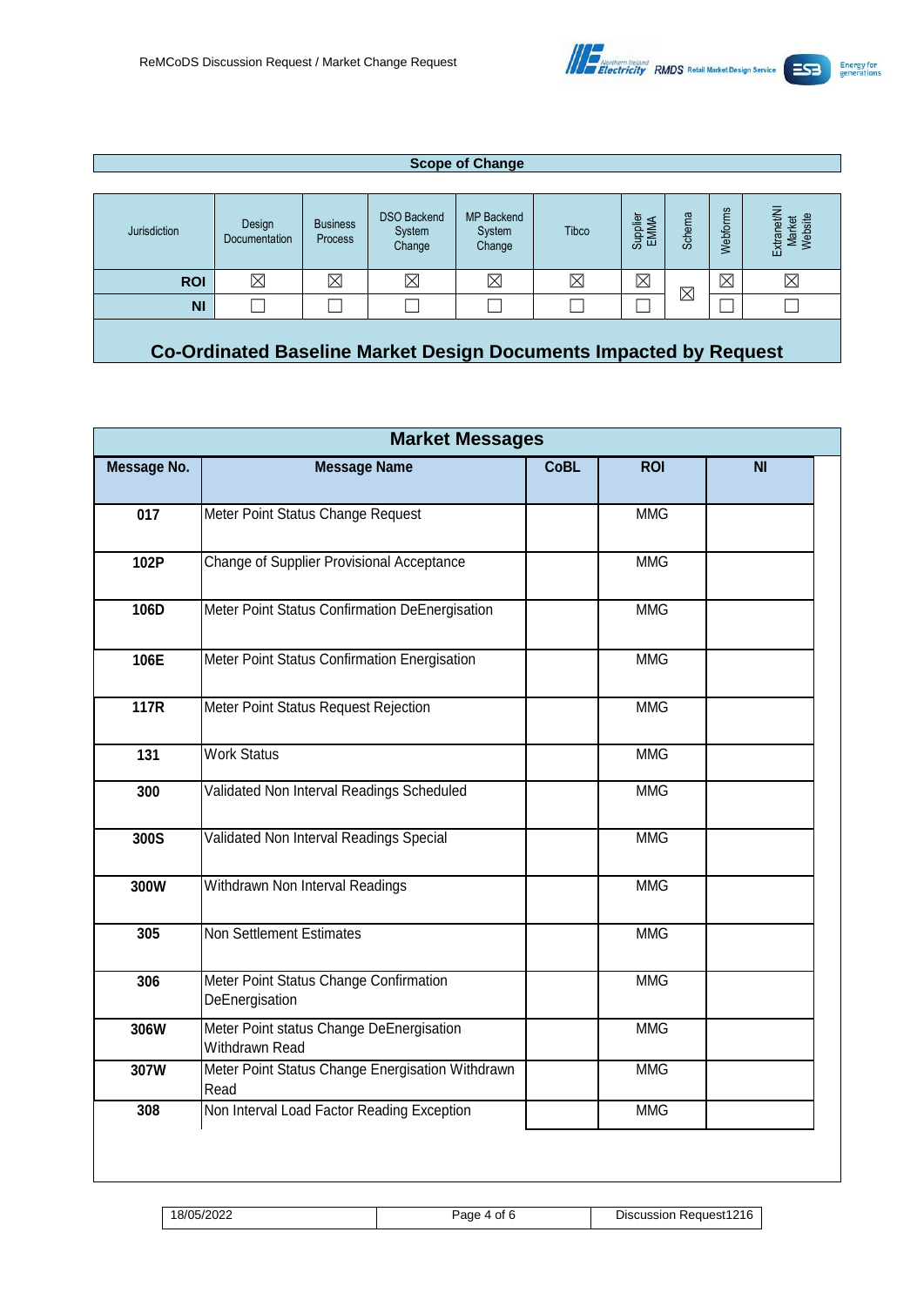## Scope of Change

| Jurisdiction | Design Documentation | Business Process | DSO Backend System Change | MP Backend System Change | Tibco | Supplier EMMA | Schema | Webforms | Extranet/NI Market Website |
|---|---|---|---|---|---|---|---|---|---|
| **ROI** | ☒ | ☒ | ☒ | ☒ | ☒ | ☒ | ☒ | ☒ | ☒ |
| **NI** | ☐ | ☐ | ☐ | ☐ | ☐ | ☐ | | ☐ | ☐ |

## Co-Ordinated Baseline Market Design Documents Impacted by Request

### Market Messages

| Message No. | Message Name | CoBL | ROI | NI |
|---|---|---|---|---|
| **017** | Meter Point Status Change Request | | MMG | |
| **102P** | Change of Supplier Provisional Acceptance | | MMG | |
| **106D** | Meter Point Status Confirmation DeEnergisation | | MMG | |
| **106E** | Meter Point Status Confirmation Energisation | | MMG | |
| **117R** | Meter Point Status Request Rejection | | MMG | |
| **131** | Work Status | | MMG | |
| **300** | Validated Non Interval Readings Scheduled | | MMG | |
| **300S** | Validated Non Interval Readings Special | | MMG | |
| **300W** | Withdrawn Non Interval Readings | | MMG | |
| **305** | Non Settlement Estimates | | MMG | |
| **306** | Meter Point Status Change Confirmation DeEnergisation | | MMG | |
| **306W** | Meter Point status Change DeEnergisation Withdrawn Read | | MMG | |
| **307W** | Meter Point Status Change Energisation Withdrawn Read | | MMG | |
| **308** | Non Interval Load Factor Reading Exception | | MMG | |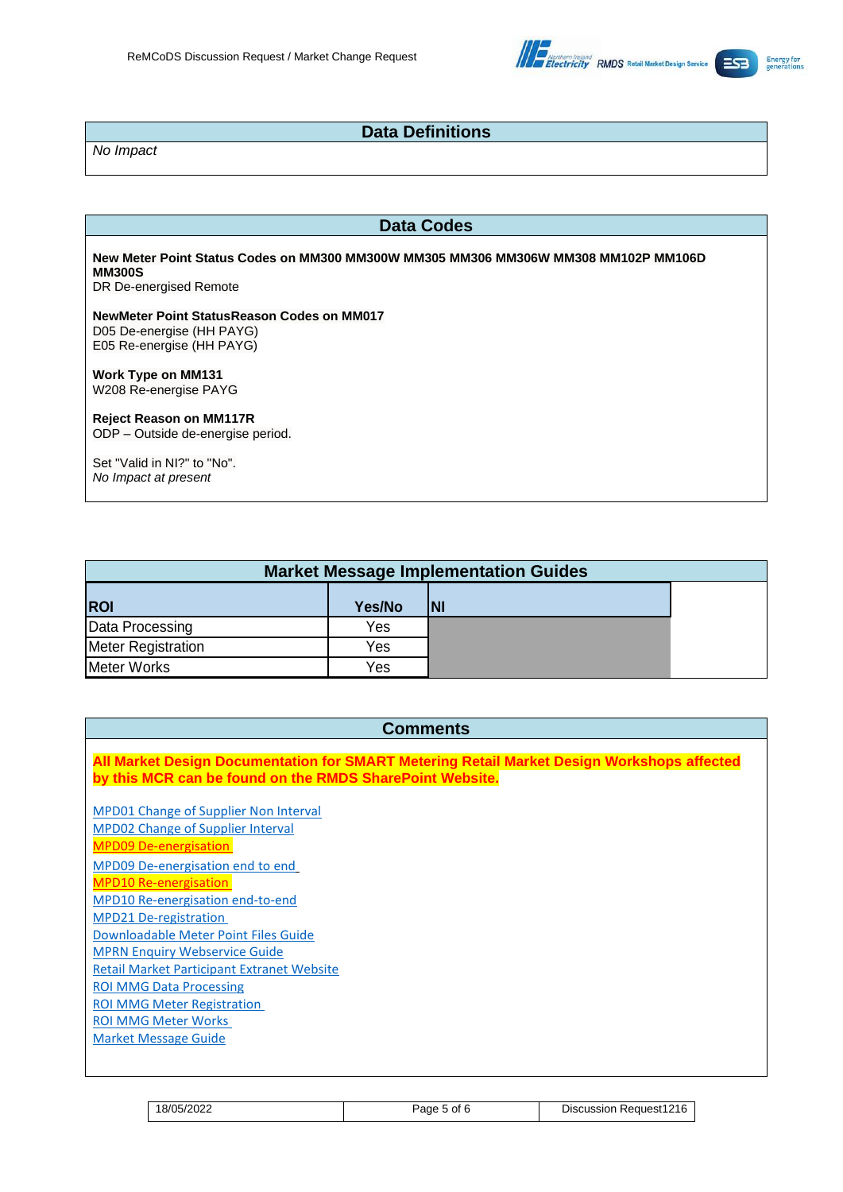## Data Definitions

*No Impact*

## Data Codes

**New Meter Point Status Codes on MM300 MM300W MM305 MM306 MM306W MM308 MM102P MM106D MM300S**
DR De-energised Remote

**NewMeter Point StatusReason Codes on MM017**
D05 De-energise (HH PAYG)
E05 Re-energise (HH PAYG)

**Work Type on MM131**
W208 Re-energise PAYG

**Reject Reason on MM117R**
ODP – Outside de-energise period.

Set "Valid in NI?" to "No".
*No Impact at present*

## Market Message Implementation Guides

| ROI | Yes/No | NI |
|---|---|---|
| Data Processing | Yes | |
| Meter Registration | Yes | |
| Meter Works | Yes | |

## Comments

**All Market Design Documentation for SMART Metering Retail Market Design Workshops affected by this MCR can be found on the RMDS SharePoint Website.**

MPD01 Change of Supplier Non Interval
MPD02 Change of Supplier Interval
MPD09 De-energisation
MPD09 De-energisation end to end
MPD10 Re-energisation
MPD10 Re-energisation end-to-end
MPD21 De-registration
Downloadable Meter Point Files Guide
MPRN Enquiry Webservice Guide
Retail Market Participant Extranet Website
ROI MMG Data Processing
ROI MMG Meter Registration
ROI MMG Meter Works
Market Message Guide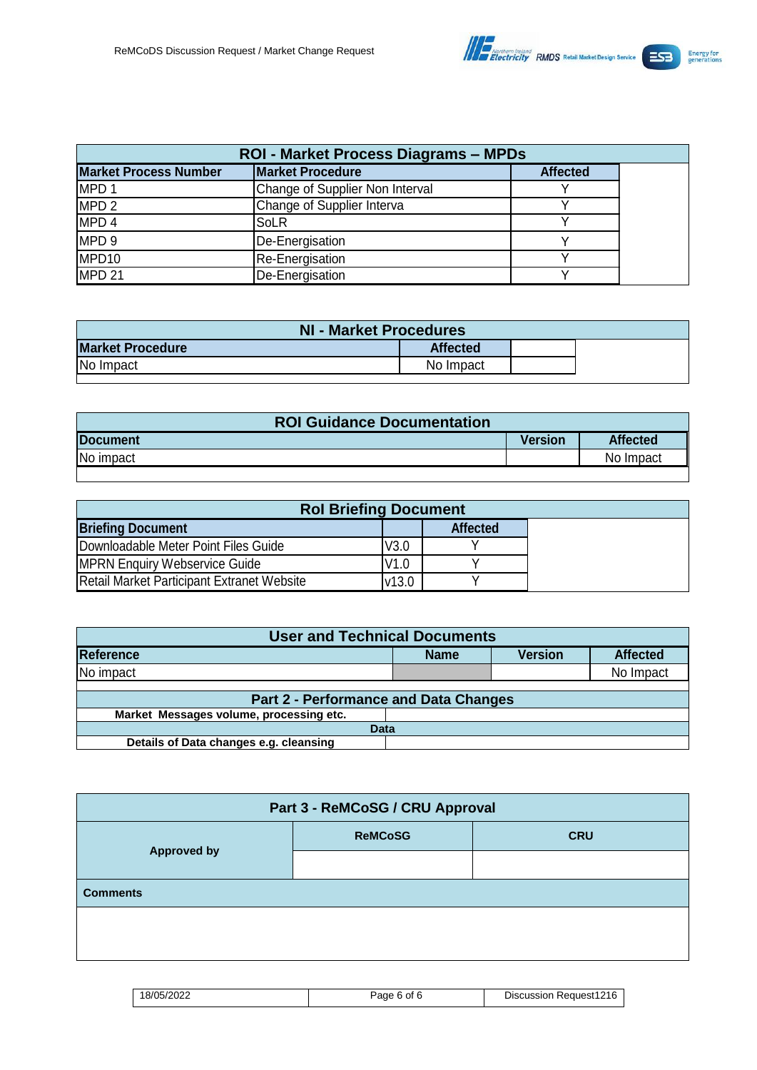| ROI - Market Process Diagrams – MPDs | | |
|---|---|---|
| **Market Process Number** | **Market Procedure** | **Affected** |
| MPD 1 | Change of Supplier Non Interval | Y |
| MPD 2 | Change of Supplier Interva | Y |
| MPD 4 | SoLR | Y |
| MPD 9 | De-Energisation | Y |
| MPD10 | Re-Energisation | Y |
| MPD 21 | De-Energisation | Y |

| NI - Market Procedures | |
|---|---|
| **Market Procedure** | **Affected** |
| No Impact | No Impact |

| ROI Guidance Documentation | | |
|---|---|---|
| **Document** | **Version** | **Affected** |
| No impact | | No Impact |

| RoI Briefing Document | | |
|---|---|---|
| **Briefing Document** | | **Affected** |
| Downloadable Meter Point Files Guide | V3.0 | Y |
| MPRN Enquiry Webservice Guide | V1.0 | Y |
| Retail Market Participant Extranet Website | v13.0 | Y |

| User and Technical Documents | | | |
|---|---|---|---|
| **Reference** | **Name** | **Version** | **Affected** |
| No impact | | | No Impact |

| Part 2 - Performance and Data Changes | |
|---|---|
| **Market Messages volume, processing etc.** | |
| **Data** | |
| **Details of Data changes e.g. cleansing** | |

| Part 3 - ReMCoSG / CRU Approval | | |
|---|---|---|
| **Approved by** | **ReMCoSG** | **CRU** |
| | | |
| **Comments** | | |
| | | |